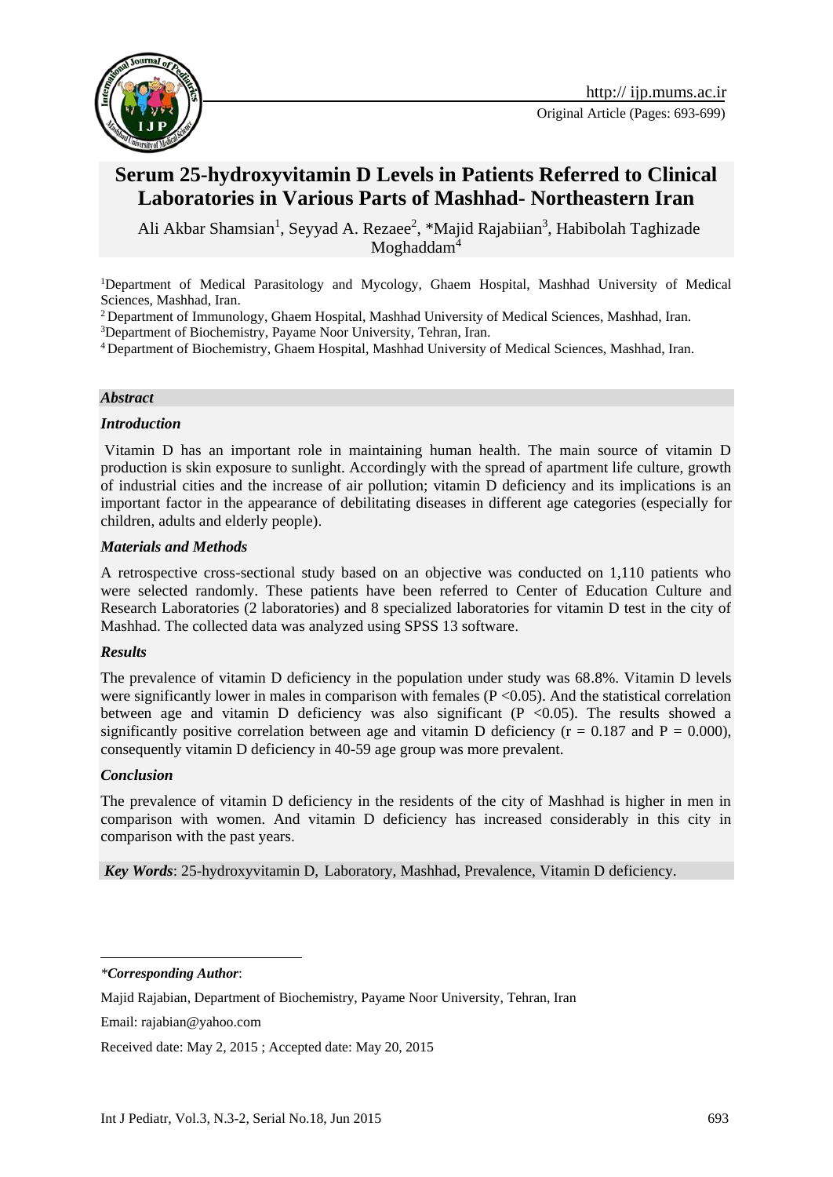# Serum 25-hydroxyvitamin D Levels in Patients Referred to Clinical Laboratories in Various Parts of Mashhad- Northeastern Iran

Ali Akbar Shamsian[1], Seyyad A. Rezaee[2], *Majid Rajabiian[3], Habibolah Taghizade Moghaddam[4]

[1]Department of Medical Parasitology and Mycology, Ghaem Hospital, Mashhad University of Medical Sciences, Mashhad, Iran.

[2]Department of Immunology, Ghaem Hospital, Mashhad University of Medical Sciences, Mashhad, Iran.

[3]Department of Biochemistry, Payame Noor University, Tehran, Iran.

[4]Department of Biochemistry, Ghaem Hospital, Mashhad University of Medical Sciences, Mashhad, Iran.

## *Abstract*

### *Introduction*

Vitamin D has an important role in maintaining human health. The main source of vitamin D production is skin exposure to sunlight. Accordingly with the spread of apartment life culture, growth of industrial cities and the increase of air pollution; vitamin D deficiency and its implications is an important factor in the appearance of debilitating diseases in different age categories (especially for children, adults and elderly people).

### *Materials and Methods*

A retrospective cross-sectional study based on an objective was conducted on 1,110 patients who were selected randomly. These patients have been referred to Center of Education Culture and Research Laboratories (2 laboratories) and 8 specialized laboratories for vitamin D test in the city of Mashhad. The collected data was analyzed using SPSS 13 software.

### *Results*

The prevalence of vitamin D deficiency in the population under study was 68.8%. Vitamin D levels were significantly lower in males in comparison with females ($P < 0.05$). And the statistical correlation between age and vitamin D deficiency was also significant ($P < 0.05$). The results showed a significantly positive correlation between age and vitamin D deficiency ($r = 0.187$ and $P = 0.000$), consequently vitamin D deficiency in 40-59 age group was more prevalent.

### *Conclusion*

The prevalence of vitamin D deficiency in the residents of the city of Mashhad is higher in men in comparison with women. And vitamin D deficiency has increased considerably in this city in comparison with the past years.

***Key Words***: 25-hydroxyvitamin D, Laboratory, Mashhad, Prevalence, Vitamin D deficiency.

---

*\*Corresponding Author*:

Majid Rajabian, Department of Biochemistry, Payame Noor University, Tehran, Iran

Email: rajabian@yahoo.com

Received date: May 2, 2015 ; Accepted date: May 20, 2015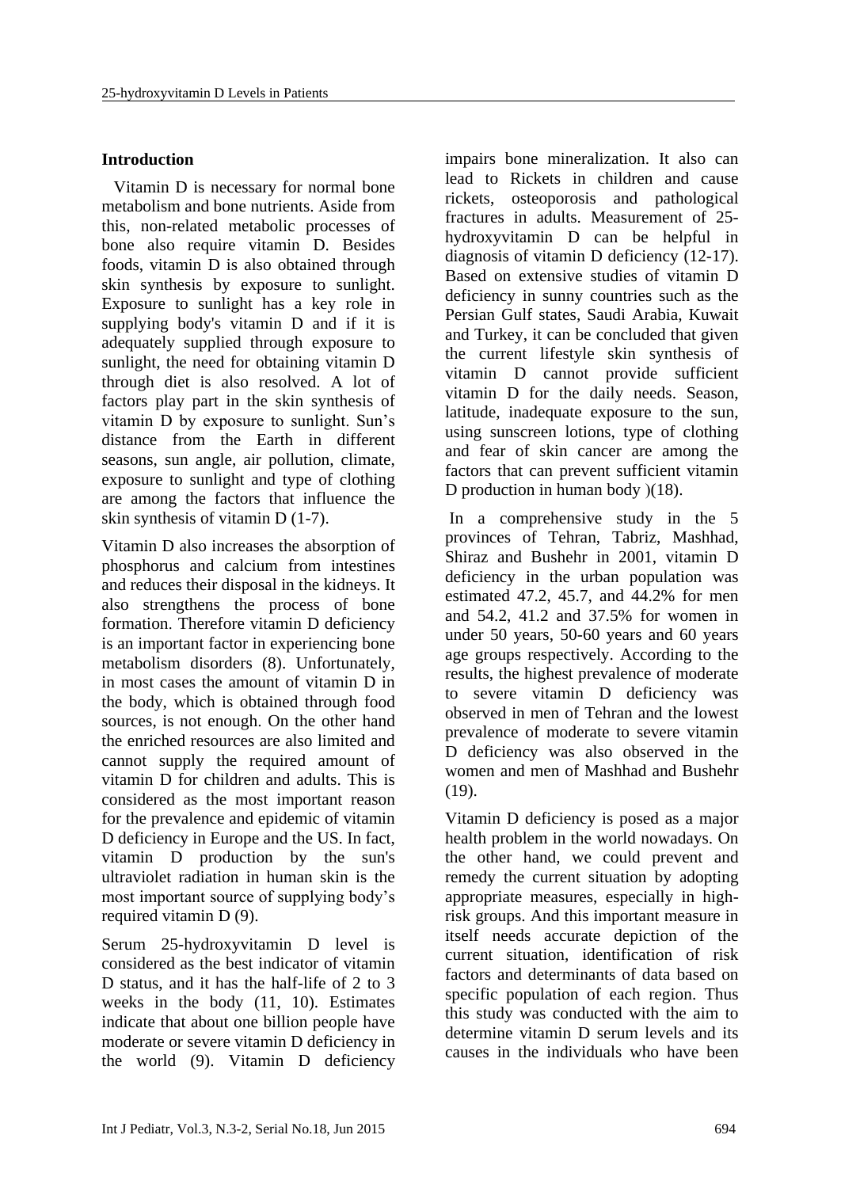## Introduction

Vitamin D is necessary for normal bone metabolism and bone nutrients. Aside from this, non-related metabolic processes of bone also require vitamin D. Besides foods, vitamin D is also obtained through skin synthesis by exposure to sunlight. Exposure to sunlight has a key role in supplying body's vitamin D and if it is adequately supplied through exposure to sunlight, the need for obtaining vitamin D through diet is also resolved. A lot of factors play part in the skin synthesis of vitamin D by exposure to sunlight. Sun's distance from the Earth in different seasons, sun angle, air pollution, climate, exposure to sunlight and type of clothing are among the factors that influence the skin synthesis of vitamin D (1-7).

Vitamin D also increases the absorption of phosphorus and calcium from intestines and reduces their disposal in the kidneys. It also strengthens the process of bone formation. Therefore vitamin D deficiency is an important factor in experiencing bone metabolism disorders (8). Unfortunately, in most cases the amount of vitamin D in the body, which is obtained through food sources, is not enough. On the other hand the enriched resources are also limited and cannot supply the required amount of vitamin D for children and adults. This is considered as the most important reason for the prevalence and epidemic of vitamin D deficiency in Europe and the US. In fact, vitamin D production by the sun's ultraviolet radiation in human skin is the most important source of supplying body's required vitamin D (9).

Serum 25-hydroxyvitamin D level is considered as the best indicator of vitamin D status, and it has the half-life of 2 to 3 weeks in the body (11, 10). Estimates indicate that about one billion people have moderate or severe vitamin D deficiency in the world (9). Vitamin D deficiency impairs bone mineralization. It also can lead to Rickets in children and cause rickets, osteoporosis and pathological fractures in adults. Measurement of 25-hydroxyvitamin D can be helpful in diagnosis of vitamin D deficiency (12-17). Based on extensive studies of vitamin D deficiency in sunny countries such as the Persian Gulf states, Saudi Arabia, Kuwait and Turkey, it can be concluded that given the current lifestyle skin synthesis of vitamin D cannot provide sufficient vitamin D for the daily needs. Season, latitude, inadequate exposure to the sun, using sunscreen lotions, type of clothing and fear of skin cancer are among the factors that can prevent sufficient vitamin D production in human body )(18).

In a comprehensive study in the 5 provinces of Tehran, Tabriz, Mashhad, Shiraz and Bushehr in 2001, vitamin D deficiency in the urban population was estimated 47.2, 45.7, and 44.2% for men and 54.2, 41.2 and 37.5% for women in under 50 years, 50-60 years and 60 years age groups respectively. According to the results, the highest prevalence of moderate to severe vitamin D deficiency was observed in men of Tehran and the lowest prevalence of moderate to severe vitamin D deficiency was also observed in the women and men of Mashhad and Bushehr (19).

Vitamin D deficiency is posed as a major health problem in the world nowadays. On the other hand, we could prevent and remedy the current situation by adopting appropriate measures, especially in high-risk groups. And this important measure in itself needs accurate depiction of the current situation, identification of risk factors and determinants of data based on specific population of each region. Thus this study was conducted with the aim to determine vitamin D serum levels and its causes in the individuals who have been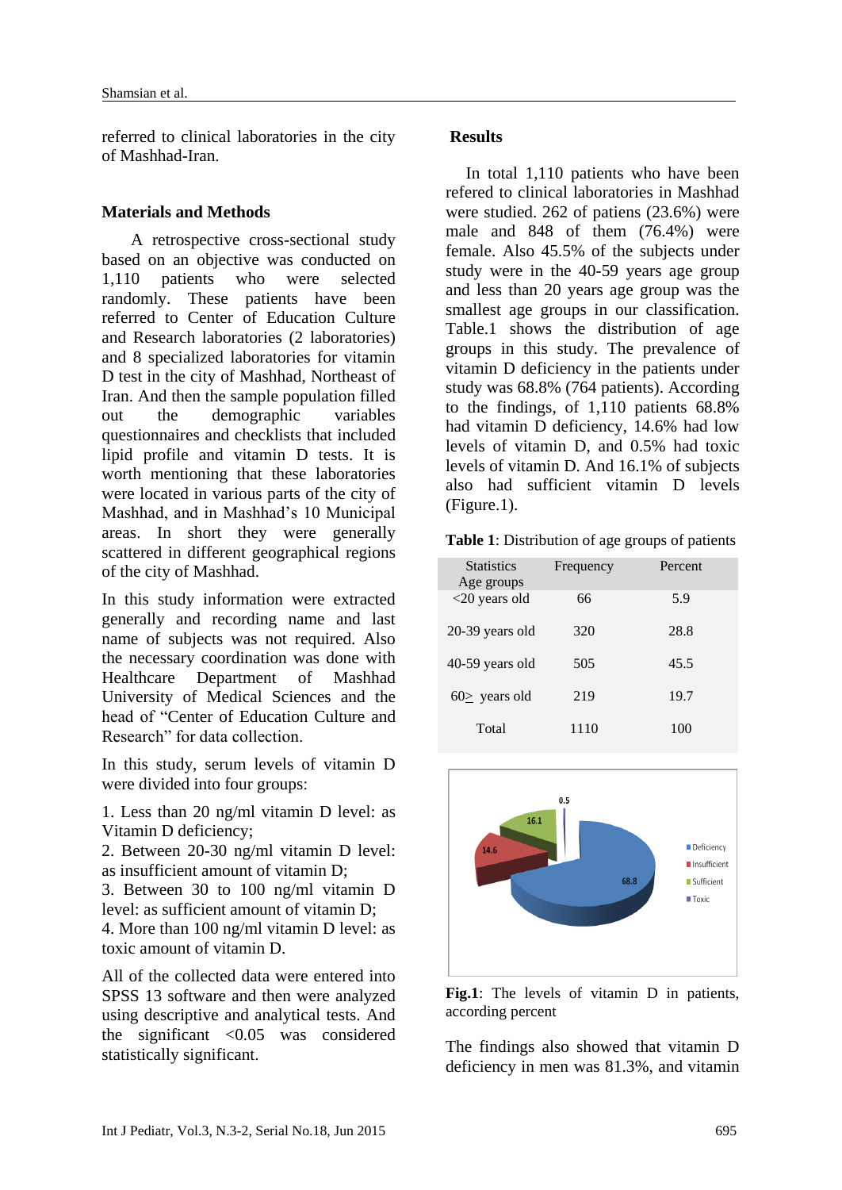referred to clinical laboratories in the city of Mashhad-Iran.

## Materials and Methods

A retrospective cross-sectional study based on an objective was conducted on 1,110 patients who were selected randomly. These patients have been referred to Center of Education Culture and Research laboratories (2 laboratories) and 8 specialized laboratories for vitamin D test in the city of Mashhad, Northeast of Iran. And then the sample population filled out the demographic variables questionnaires and checklists that included lipid profile and vitamin D tests. It is worth mentioning that these laboratories were located in various parts of the city of Mashhad, and in Mashhad's 10 Municipal areas. In short they were generally scattered in different geographical regions of the city of Mashhad.

In this study information were extracted generally and recording name and last name of subjects was not required. Also the necessary coordination was done with Healthcare Department of Mashhad University of Medical Sciences and the head of "Center of Education Culture and Research" for data collection.

In this study, serum levels of vitamin D were divided into four groups:

1. Less than 20 ng/ml vitamin D level: as Vitamin D deficiency;
2. Between 20-30 ng/ml vitamin D level: as insufficient amount of vitamin D;
3. Between 30 to 100 ng/ml vitamin D level: as sufficient amount of vitamin D;
4. More than 100 ng/ml vitamin D level: as toxic amount of vitamin D.

All of the collected data were entered into SPSS 13 software and then were analyzed using descriptive and analytical tests. And the significant <0.05 was considered statistically significant.

## Results

In total 1,110 patients who have been refered to clinical laboratories in Mashhad were studied. 262 of patiens (23.6%) were male and 848 of them (76.4%) were female. Also 45.5% of the subjects under study were in the 40-59 years age group and less than 20 years age group was the smallest age groups in our classification. Table.1 shows the distribution of age groups in this study. The prevalence of vitamin D deficiency in the patients under study was 68.8% (764 patients). According to the findings, of 1,110 patients 68.8% had vitamin D deficiency, 14.6% had low levels of vitamin D, and 0.5% had toxic levels of vitamin D. And 16.1% of subjects also had sufficient vitamin D levels (Figure.1).

**Table 1**: Distribution of age groups of patients

| Statistics<br>Age groups | Frequency | Percent |
|---|---|---|
| <20 years old | 66 | 5.9 |
| 20-39 years old | 320 | 28.8 |
| 40-59 years old | 505 | 45.5 |
| 60≥ years old | 219 | 19.7 |
| Total | 1110 | 100 |

**Fig.1**: The levels of vitamin D in patients, according percent

The findings also showed that vitamin D deficiency in men was 81.3%, and vitamin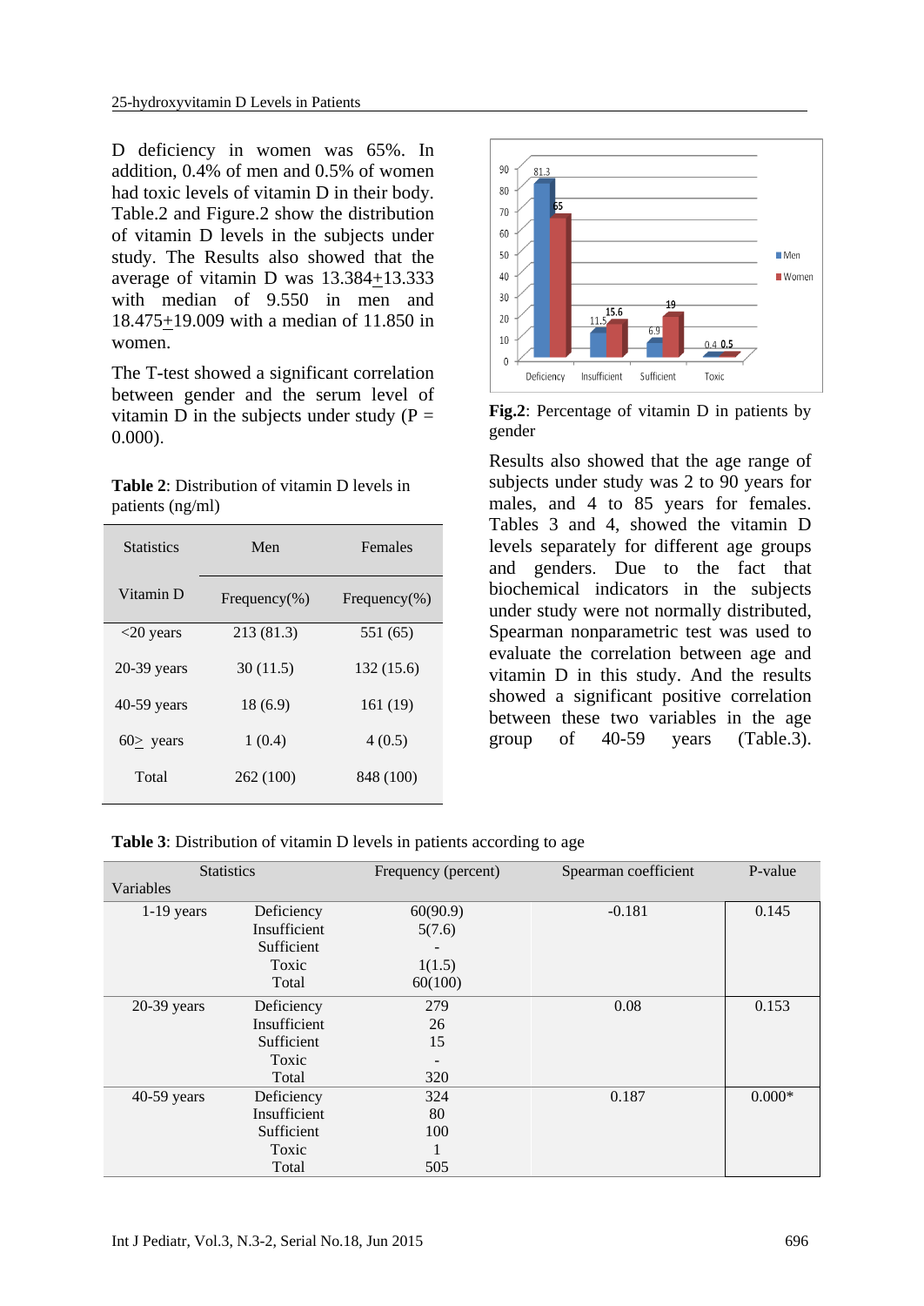D deficiency in women was 65%. In addition, 0.4% of men and 0.5% of women had toxic levels of vitamin D in their body. Table.2 and Figure.2 show the distribution of vitamin D levels in the subjects under study. The Results also showed that the average of vitamin D was 13.384±13.333 with median of 9.550 in men and 18.475±19.009 with a median of 11.850 in women.

The T-test showed a significant correlation between gender and the serum level of vitamin D in the subjects under study (P = 0.000).

**Table 2**: Distribution of vitamin D levels in patients (ng/ml)

| Statistics / Vitamin D | Men Frequency(%) | Females Frequency(%) |
|---|---|---|
| <20 years | 213 (81.3) | 551 (65) |
| 20-39 years | 30 (11.5) | 132 (15.6) |
| 40-59 years | 18 (6.9) | 161 (19) |
| 60≥ years | 1 (0.4) | 4 (0.5) |
| Total | 262 (100) | 848 (100) |

**Fig.2**: Percentage of vitamin D in patients by gender

Results also showed that the age range of subjects under study was 2 to 90 years for males, and 4 to 85 years for females. Tables 3 and 4, showed the vitamin D levels separately for different age groups and genders. Due to the fact that biochemical indicators in the subjects under study were not normally distributed, Spearman nonparametric test was used to evaluate the correlation between age and vitamin D in this study. And the results showed a significant positive correlation between these two variables in the age group of 40-59 years (Table.3).

**Table 3**: Distribution of vitamin D levels in patients according to age

| Variables | Statistics | Frequency (percent) | Spearman coefficient | P-value |
|---|---|---|---|---|
| 1-19 years | Deficiency | 60(90.9) | -0.181 | 0.145 |
| | Insufficient | 5(7.6) | | |
| | Sufficient | - | | |
| | Toxic | 1(1.5) | | |
| | Total | 60(100) | | |
| 20-39 years | Deficiency | 279 | 0.08 | 0.153 |
| | Insufficient | 26 | | |
| | Sufficient | 15 | | |
| | Toxic | - | | |
| | Total | 320 | | |
| 40-59 years | Deficiency | 324 | 0.187 | 0.000* |
| | Insufficient | 80 | | |
| | Sufficient | 100 | | |
| | Toxic | 1 | | |
| | Total | 505 | | |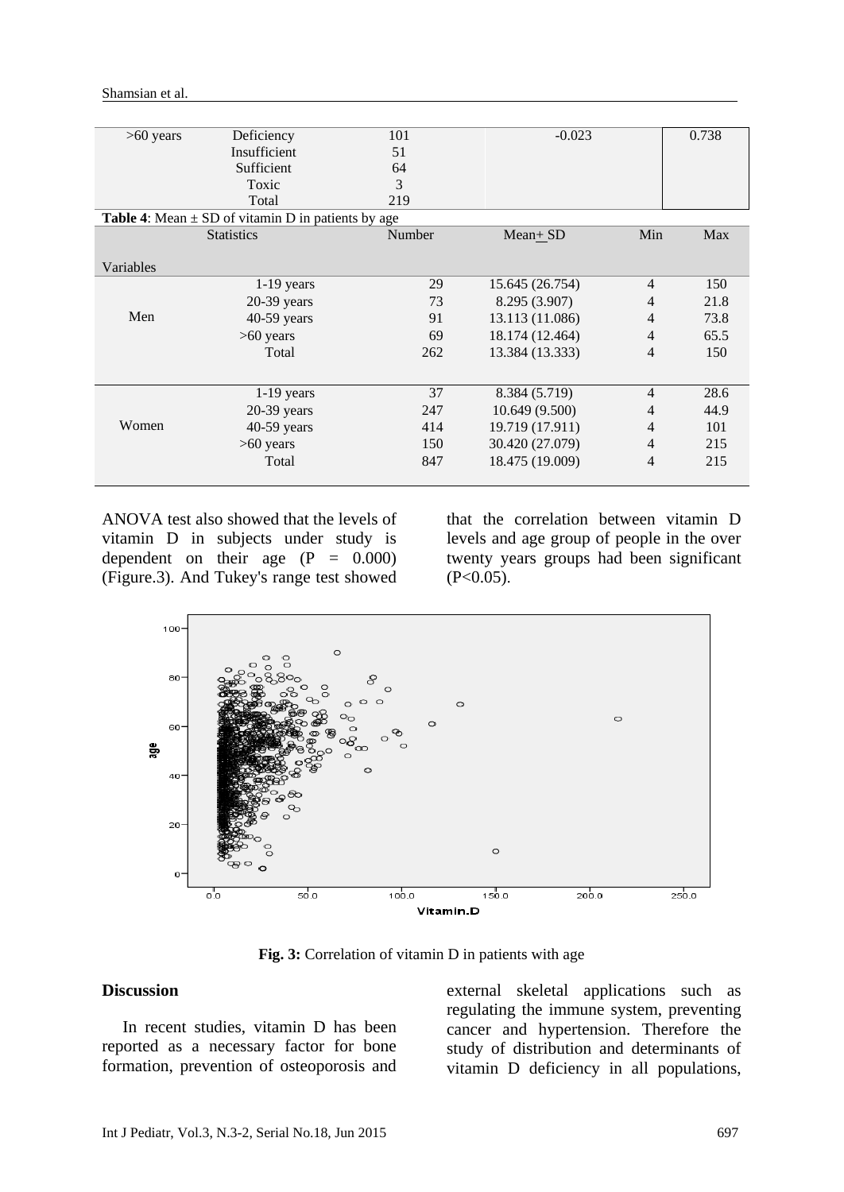| >60 years | Deficiency | 101 | -0.023 | 0.738 |
|---|---|---|---|---|
| | Insufficient | 51 | | |
| | Sufficient | 64 | | |
| | Toxic | 3 | | |
| | Total | 219 | | |

**Table 4**: Mean ± SD of vitamin D in patients by age

| Variables | Statistics | Number | Mean± SD | Min | Max |
|---|---|---|---|---|---|
| Men | 1-19 years | 29 | 15.645 (26.754) | 4 | 150 |
| | 20-39 years | 73 | 8.295 (3.907) | 4 | 21.8 |
| | 40-59 years | 91 | 13.113 (11.086) | 4 | 73.8 |
| | >60 years | 69 | 18.174 (12.464) | 4 | 65.5 |
| | Total | 262 | 13.384 (13.333) | 4 | 150 |
| Women | 1-19 years | 37 | 8.384 (5.719) | 4 | 28.6 |
| | 20-39 years | 247 | 10.649 (9.500) | 4 | 44.9 |
| | 40-59 years | 414 | 19.719 (17.911) | 4 | 101 |
| | >60 years | 150 | 30.420 (27.079) | 4 | 215 |
| | Total | 847 | 18.475 (19.009) | 4 | 215 |

ANOVA test also showed that the levels of vitamin D in subjects under study is dependent on their age (P = 0.000) (Figure.3). And Tukey's range test showed that the correlation between vitamin D levels and age group of people in the over twenty years groups had been significant (P<0.05).

**Fig. 3:** Correlation of vitamin D in patients with age

## Discussion

In recent studies, vitamin D has been reported as a necessary factor for bone formation, prevention of osteoporosis and external skeletal applications such as regulating the immune system, preventing cancer and hypertension. Therefore the study of distribution and determinants of vitamin D deficiency in all populations,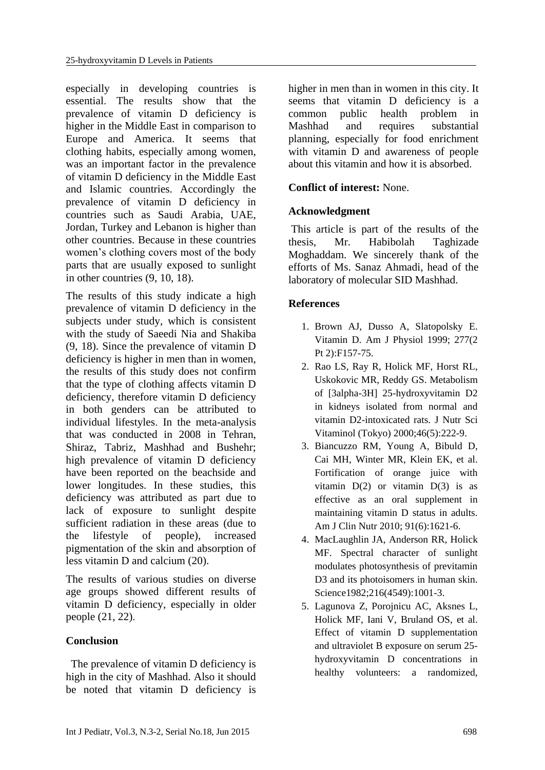especially in developing countries is essential. The results show that the prevalence of vitamin D deficiency is higher in the Middle East in comparison to Europe and America. It seems that clothing habits, especially among women, was an important factor in the prevalence of vitamin D deficiency in the Middle East and Islamic countries. Accordingly the prevalence of vitamin D deficiency in countries such as Saudi Arabia, UAE, Jordan, Turkey and Lebanon is higher than other countries. Because in these countries women's clothing covers most of the body parts that are usually exposed to sunlight in other countries (9, 10, 18).

The results of this study indicate a high prevalence of vitamin D deficiency in the subjects under study, which is consistent with the study of Saeedi Nia and Shakiba (9, 18). Since the prevalence of vitamin D deficiency is higher in men than in women, the results of this study does not confirm that the type of clothing affects vitamin D deficiency, therefore vitamin D deficiency in both genders can be attributed to individual lifestyles. In the meta-analysis that was conducted in 2008 in Tehran, Shiraz, Tabriz, Mashhad and Bushehr; high prevalence of vitamin D deficiency have been reported on the beachside and lower longitudes. In these studies, this deficiency was attributed as part due to lack of exposure to sunlight despite sufficient radiation in these areas (due to the lifestyle of people), increased pigmentation of the skin and absorption of less vitamin D and calcium (20).

The results of various studies on diverse age groups showed different results of vitamin D deficiency, especially in older people (21, 22).

## Conclusion

The prevalence of vitamin D deficiency is high in the city of Mashhad. Also it should be noted that vitamin D deficiency is higher in men than in women in this city. It seems that vitamin D deficiency is a common public health problem in Mashhad and requires substantial planning, especially for food enrichment with vitamin D and awareness of people about this vitamin and how it is absorbed.

**Conflict of interest:** None.

## Acknowledgment

This article is part of the results of the thesis, Mr. Habibolah Taghizade Moghaddam. We sincerely thank of the efforts of Ms. Sanaz Ahmadi, head of the laboratory of molecular SID Mashhad.

## References

1. Brown AJ, Dusso A, Slatopolsky E. Vitamin D. Am J Physiol 1999; 277(2 Pt 2):F157-75.
2. Rao LS, Ray R, Holick MF, Horst RL, Uskokovic MR, Reddy GS. Metabolism of [3alpha-3H] 25-hydroxyvitamin D2 in kidneys isolated from normal and vitamin D2-intoxicated rats. J Nutr Sci Vitaminol (Tokyo) 2000;46(5):222-9.
3. Biancuzzo RM, Young A, Bibuld D, Cai MH, Winter MR, Klein EK, et al. Fortification of orange juice with vitamin D(2) or vitamin D(3) is as effective as an oral supplement in maintaining vitamin D status in adults. Am J Clin Nutr 2010; 91(6):1621-6.
4. MacLaughlin JA, Anderson RR, Holick MF. Spectral character of sunlight modulates photosynthesis of previtamin D3 and its photoisomers in human skin. Science1982;216(4549):1001-3.
5. Lagunova Z, Porojnicu AC, Aksnes L, Holick MF, Iani V, Bruland OS, et al. Effect of vitamin D supplementation and ultraviolet B exposure on serum 25-hydroxyvitamin D concentrations in healthy volunteers: a randomized,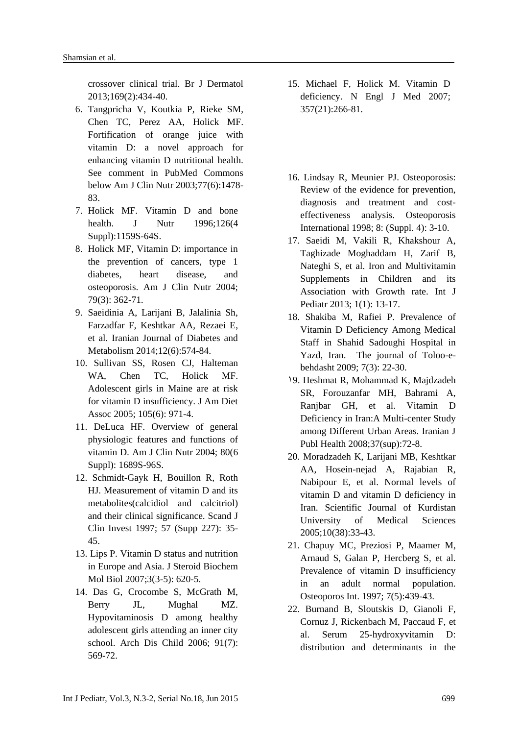crossover clinical trial. Br J Dermatol 2013;169(2):434-40.

6. Tangpricha V, Koutkia P, Rieke SM, Chen TC, Perez AA, Holick MF. Fortification of orange juice with vitamin D: a novel approach for enhancing vitamin D nutritional health. See comment in PubMed Commons below Am J Clin Nutr 2003;77(6):1478-83.
7. Holick MF. Vitamin D and bone health. J Nutr 1996;126(4 Suppl):1159S-64S.
8. Holick MF, Vitamin D: importance in the prevention of cancers, type 1 diabetes, heart disease, and osteoporosis. Am J Clin Nutr 2004; 79(3): 362-71.
9. Saeidinia A, Larijani B, Jalalinia Sh, Farzadfar F, Keshtkar AA, Rezaei E, et al. Iranian Journal of Diabetes and Metabolism 2014;12(6):574-84.
10. Sullivan SS, Rosen CJ, Halteman WA, Chen TC, Holick MF. Adolescent girls in Maine are at risk for vitamin D insufficiency. J Am Diet Assoc 2005; 105(6): 971-4.
11. DeLuca HF. Overview of general physiologic features and functions of vitamin D. Am J Clin Nutr 2004; 80(6 Suppl): 1689S-96S.
12. Schmidt-Gayk H, Bouillon R, Roth HJ. Measurement of vitamin D and its metabolites(calcidiol and calcitriol) and their clinical significance. Scand J Clin Invest 1997; 57 (Supp 227): 35-45.
13. Lips P. Vitamin D status and nutrition in Europe and Asia. J Steroid Biochem Mol Biol 2007;3(3-5): 620-5.
14. Das G, Crocombe S, McGrath M, Berry JL, Mughal MZ. Hypovitaminosis D among healthy adolescent girls attending an inner city school. Arch Dis Child 2006; 91(7): 569-72.
15. Michael F, Holick M. Vitamin D deficiency. N Engl J Med 2007; 357(21):266-81.
16. Lindsay R, Meunier PJ. Osteoporosis: Review of the evidence for prevention, diagnosis and treatment and cost-effectiveness analysis. Osteoporosis International 1998; 8: (Suppl. 4): 3-10.
17. Saeidi M, Vakili R, Khakshour A, Taghizade Moghaddam H, Zarif B, Nateghi S, et al. Iron and Multivitamin Supplements in Children and its Association with Growth rate. Int J Pediatr 2013; 1(1): 13-17.
18. Shakiba M, Rafiei P. Prevalence of Vitamin D Deficiency Among Medical Staff in Shahid Sadoughi Hospital in Yazd, Iran. The journal of Toloo-e-behdasht 2009; 7(3): 22-30.
19. Heshmat R, Mohammad K, Majdzadeh SR, Forouzanfar MH, Bahrami A, Ranjbar GH, et al. Vitamin D Deficiency in Iran:A Multi-center Study among Different Urban Areas. Iranian J Publ Health 2008;37(sup):72-8.
20. Moradzadeh K, Larijani MB, Keshtkar AA, Hosein-nejad A, Rajabian R, Nabipour E, et al. Normal levels of vitamin D and vitamin D deficiency in Iran. Scientific Journal of Kurdistan University of Medical Sciences 2005;10(38):33-43.
21. Chapuy MC, Preziosi P, Maamer M, Arnaud S, Galan P, Hercberg S, et al. Prevalence of vitamin D insufficiency in an adult normal population. Osteoporos Int. 1997; 7(5):439-43.
22. Burnand B, Sloutskis D, Gianoli F, Cornuz J, Rickenbach M, Paccaud F, et al. Serum 25-hydroxyvitamin D: distribution and determinants in the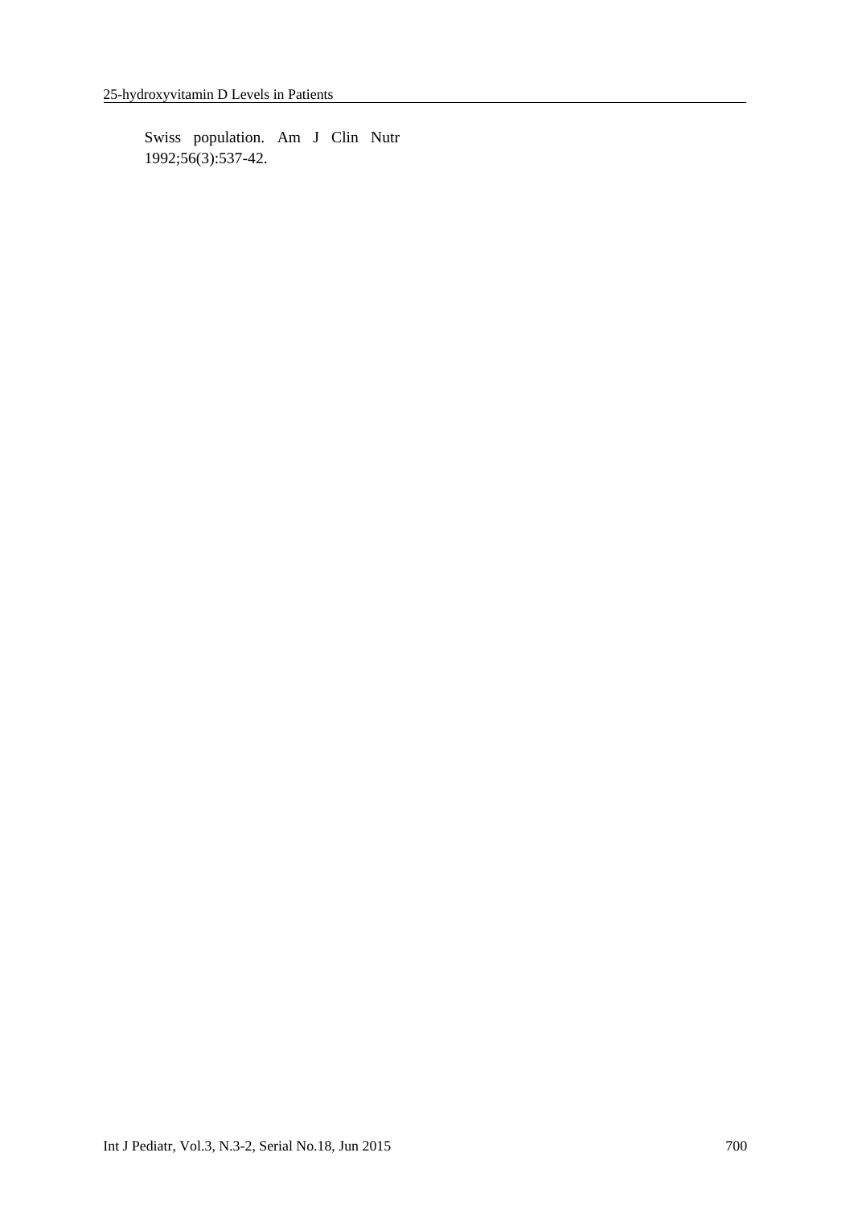Swiss population. Am J Clin Nutr 1992;56(3):537-42.